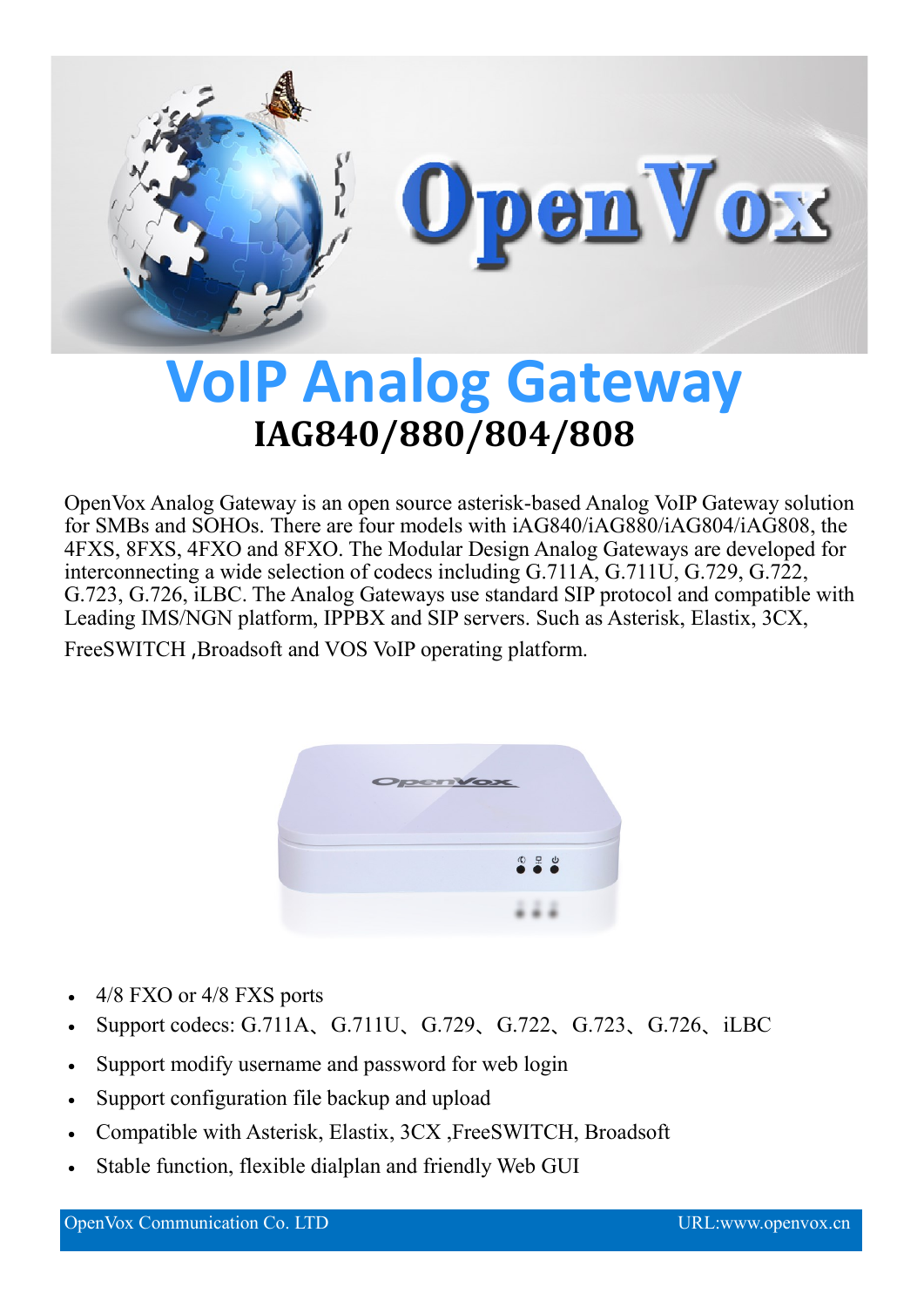# VoIP Analog Gateway

## IAG840/880/804/808

OpenVox Analog Gateway is an open source asterisk-based Analog VoIP Gateway solution for SMBs and SOHOs. There are four models with iAG840/iAG880/iAG804/iAG808, the 4FXS, 8FXS, 4FXO and 8FXO. The Modular Design Analog Gateways are developed for interconnecting a wide selection of codecs including G.711A, G.711U, G.729, G.722, G.723, G.726, iLBC. The Analog Gateways use standard SIP protocol and compatible with Leading IMS/NGN platform, IPPBX and SIP servers. Such as Asterisk, Elastix, 3CX, FreeSWITCH ,Broadsoft and VOS VoIP operating platform.

- 4/8 FXO or 4/8 FXS ports
- Support codecs: G.711A、G.711U、G.729、G.722、G.723、G.726、iLBC
- Support modify username and password for web login
- Support configuration file backup and upload
- Compatible with Asterisk, Elastix, 3CX ,FreeSWITCH, Broadsoft
- Stable function, flexible dialplan and friendly Web GUI

OpenVox Communication Co. LTD URL:www.openvox.cn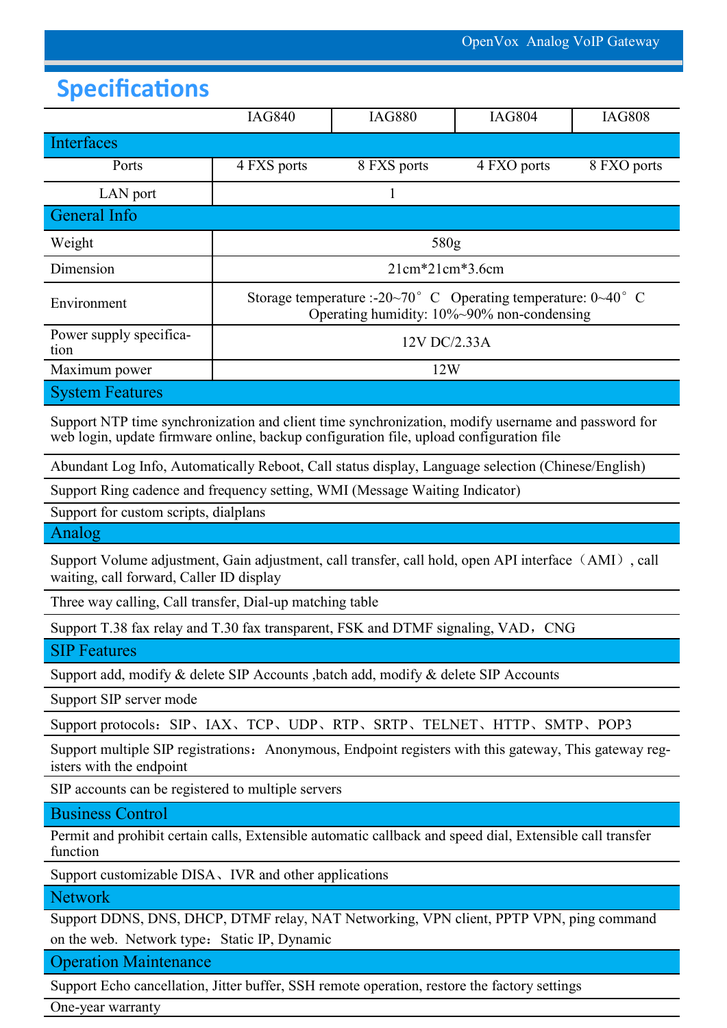## Specifications

| | IAG840 | IAG880 | IAG804 | IAG808 |
|---|---|---|---|---|
| **Interfaces** | | | | |
| Ports | 4 FXS ports | 8 FXS ports | 4 FXO ports | 8 FXO ports |
| LAN port | 1 | | | |
| **General Info** | | | | |
| Weight | 580g | | | |
| Dimension | 21cm*21cm*3.6cm | | | |
| Environment | Storage temperature :-20~70°C Operating temperature: 0~40°C Operating humidity: 10%~90% non-condensing | | | |
| Power supply specification | 12V DC/2.33A | | | |
| Maximum power | 12W | | | |
| **System Features** | | | | |
| Support NTP time synchronization and client time synchronization, modify username and password for web login, update firmware online, backup configuration file, upload configuration file | | | | |
| Abundant Log Info, Automatically Reboot, Call status display, Language selection (Chinese/English) | | | | |
| Support Ring cadence and frequency setting, WMI (Message Waiting Indicator) | | | | |
| Support for custom scripts, dialplans | | | | |
| **Analog** | | | | |
| Support Volume adjustment, Gain adjustment, call transfer, call hold, open API interface（AMI）, call waiting, call forward, Caller ID display | | | | |
| Three way calling, Call transfer, Dial-up matching table | | | | |
| Support T.38 fax relay and T.30 fax transparent, FSK and DTMF signaling, VAD，CNG | | | | |
| **SIP Features** | | | | |
| Support add, modify & delete SIP Accounts ,batch add, modify & delete SIP Accounts | | | | |
| Support SIP server mode | | | | |
| Support protocols：SIP、IAX、TCP、UDP、RTP、SRTP、TELNET、HTTP、SMTP、POP3 | | | | |
| Support multiple SIP registrations：Anonymous, Endpoint registers with this gateway, This gateway registers with the endpoint | | | | |
| SIP accounts can be registered to multiple servers | | | | |
| **Business Control** | | | | |
| Permit and prohibit certain calls, Extensible automatic callback and speed dial, Extensible call transfer function | | | | |
| Support customizable DISA、IVR and other applications | | | | |
| **Network** | | | | |
| Support DDNS, DNS, DHCP, DTMF relay, NAT Networking, VPN client, PPTP VPN, ping command on the web. Network type：Static IP, Dynamic | | | | |
| **Operation Maintenance** | | | | |
| Support Echo cancellation, Jitter buffer, SSH remote operation, restore the factory settings | | | | |
| One-year warranty | | | | |